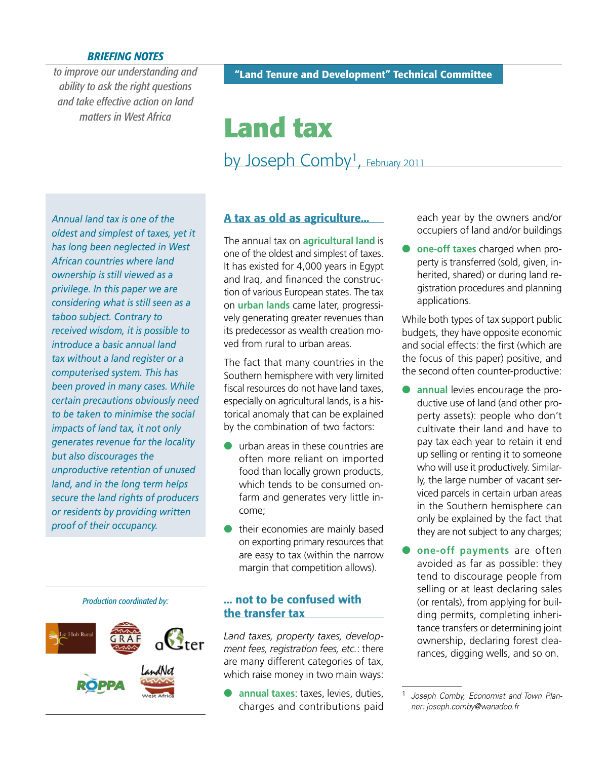**BRIEFING NOTES**

*to improve our understanding and ability to ask the right questions and take effective action on land matters in West Africa*

**"Land Tenure and Development" Technical Committee**

# Land tax

## by Joseph Comby[1], February 2011

*Annual land tax is one of the oldest and simplest of taxes, yet it has long been neglected in West African countries where land ownership is still viewed as a privilege. In this paper we are considering what is still seen as a taboo subject. Contrary to received wisdom, it is possible to introduce a basic annual land tax without a land register or a computerised system. This has been proved in many cases. While certain precautions obviously need to be taken to minimise the social impacts of land tax, it not only generates revenue for the locality but also discourages the unproductive retention of unused land, and in the long term helps secure the land rights of producers or residents by providing written proof of their occupancy.*

*Production coordinated by:*

### A tax as old as agriculture...

The annual tax on **agricultural land** is one of the oldest and simplest of taxes. It has existed for 4,000 years in Egypt and Iraq, and financed the construction of various European states. The tax on **urban lands** came later, progressively generating greater revenues than its predecessor as wealth creation moved from rural to urban areas.

The fact that many countries in the Southern hemisphere with very limited fiscal resources do not have land taxes, especially on agricultural lands, is a historical anomaly that can be explained by the combination of two factors:

- urban areas in these countries are often more reliant on imported food than locally grown products, which tends to be consumed on-farm and generates very little income;
- their economies are mainly based on exporting primary resources that are easy to tax (within the narrow margin that competition allows).

### ... not to be confused with the transfer tax

*Land taxes, property taxes, development fees, registration fees, etc.*: there are many different categories of tax, which raise money in two main ways:

- **annual taxes**: taxes, levies, duties, charges and contributions paid each year by the owners and/or occupiers of land and/or buildings
- **one-off taxes** charged when property is transferred (sold, given, inherited, shared) or during land registration procedures and planning applications.

While both types of tax support public budgets, they have opposite economic and social effects: the first (which are the focus of this paper) positive, and the second often counter-productive:

- **annual** levies encourage the productive use of land (and other property assets): people who don't cultivate their land and have to pay tax each year to retain it end up selling or renting it to someone who will use it productively. Similarly, the large number of vacant serviced parcels in certain urban areas in the Southern hemisphere can only be explained by the fact that they are not subject to any charges;
- **one-off payments** are often avoided as far as possible: they tend to discourage people from selling or at least declaring sales (or rentals), from applying for building permits, completing inheritance transfers or determining joint ownership, declaring forest clearances, digging wells, and so on.

---

[1] *Joseph Comby, Economist and Town Planner: joseph.comby@wanadoo.fr*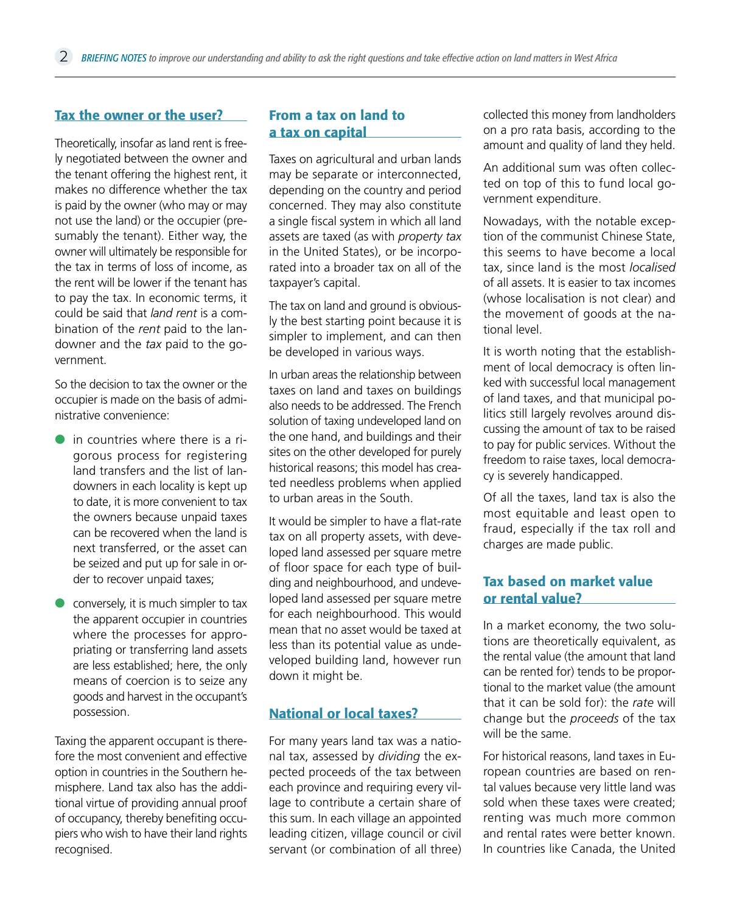## Tax the owner or the user?

Theoretically, insofar as land rent is freely negotiated between the owner and the tenant offering the highest rent, it makes no difference whether the tax is paid by the owner (who may or may not use the land) or the occupier (presumably the tenant). Either way, the owner will ultimately be responsible for the tax in terms of loss of income, as the rent will be lower if the tenant has to pay the tax. In economic terms, it could be said that *land rent* is a combination of the *rent* paid to the landowner and the *tax* paid to the government.

So the decision to tax the owner or the occupier is made on the basis of administrative convenience:

- in countries where there is a rigorous process for registering land transfers and the list of landowners in each locality is kept up to date, it is more convenient to tax the owners because unpaid taxes can be recovered when the land is next transferred, or the asset can be seized and put up for sale in order to recover unpaid taxes;
- conversely, it is much simpler to tax the apparent occupier in countries where the processes for appropriating or transferring land assets are less established; here, the only means of coercion is to seize any goods and harvest in the occupant's possession.

Taxing the apparent occupant is therefore the most convenient and effective option in countries in the Southern hemisphere. Land tax also has the additional virtue of providing annual proof of occupancy, thereby benefiting occupiers who wish to have their land rights recognised.

## From a tax on land to a tax on capital

Taxes on agricultural and urban lands may be separate or interconnected, depending on the country and period concerned. They may also constitute a single fiscal system in which all land assets are taxed (as with *property tax* in the United States), or be incorporated into a broader tax on all of the taxpayer's capital.

The tax on land and ground is obviously the best starting point because it is simpler to implement, and can then be developed in various ways.

In urban areas the relationship between taxes on land and taxes on buildings also needs to be addressed. The French solution of taxing undeveloped land on the one hand, and buildings and their sites on the other developed for purely historical reasons; this model has created needless problems when applied to urban areas in the South.

It would be simpler to have a flat-rate tax on all property assets, with developed land assessed per square metre of floor space for each type of building and neighbourhood, and undeveloped land assessed per square metre for each neighbourhood. This would mean that no asset would be taxed at less than its potential value as undeveloped building land, however run down it might be.

## National or local taxes?

For many years land tax was a national tax, assessed by *dividing* the expected proceeds of the tax between each province and requiring every village to contribute a certain share of this sum. In each village an appointed leading citizen, village council or civil servant (or combination of all three) collected this money from landholders on a pro rata basis, according to the amount and quality of land they held.

An additional sum was often collected on top of this to fund local government expenditure.

Nowadays, with the notable exception of the communist Chinese State, this seems to have become a local tax, since land is the most *localised* of all assets. It is easier to tax incomes (whose localisation is not clear) and the movement of goods at the national level.

It is worth noting that the establishment of local democracy is often linked with successful local management of land taxes, and that municipal politics still largely revolves around discussing the amount of tax to be raised to pay for public services. Without the freedom to raise taxes, local democracy is severely handicapped.

Of all the taxes, land tax is also the most equitable and least open to fraud, especially if the tax roll and charges are made public.

## Tax based on market value or rental value?

In a market economy, the two solutions are theoretically equivalent, as the rental value (the amount that land can be rented for) tends to be proportional to the market value (the amount that it can be sold for): the *rate* will change but the *proceeds* of the tax will be the same.

For historical reasons, land taxes in European countries are based on rental values because very little land was sold when these taxes were created; renting was much more common and rental rates were better known. In countries like Canada, the United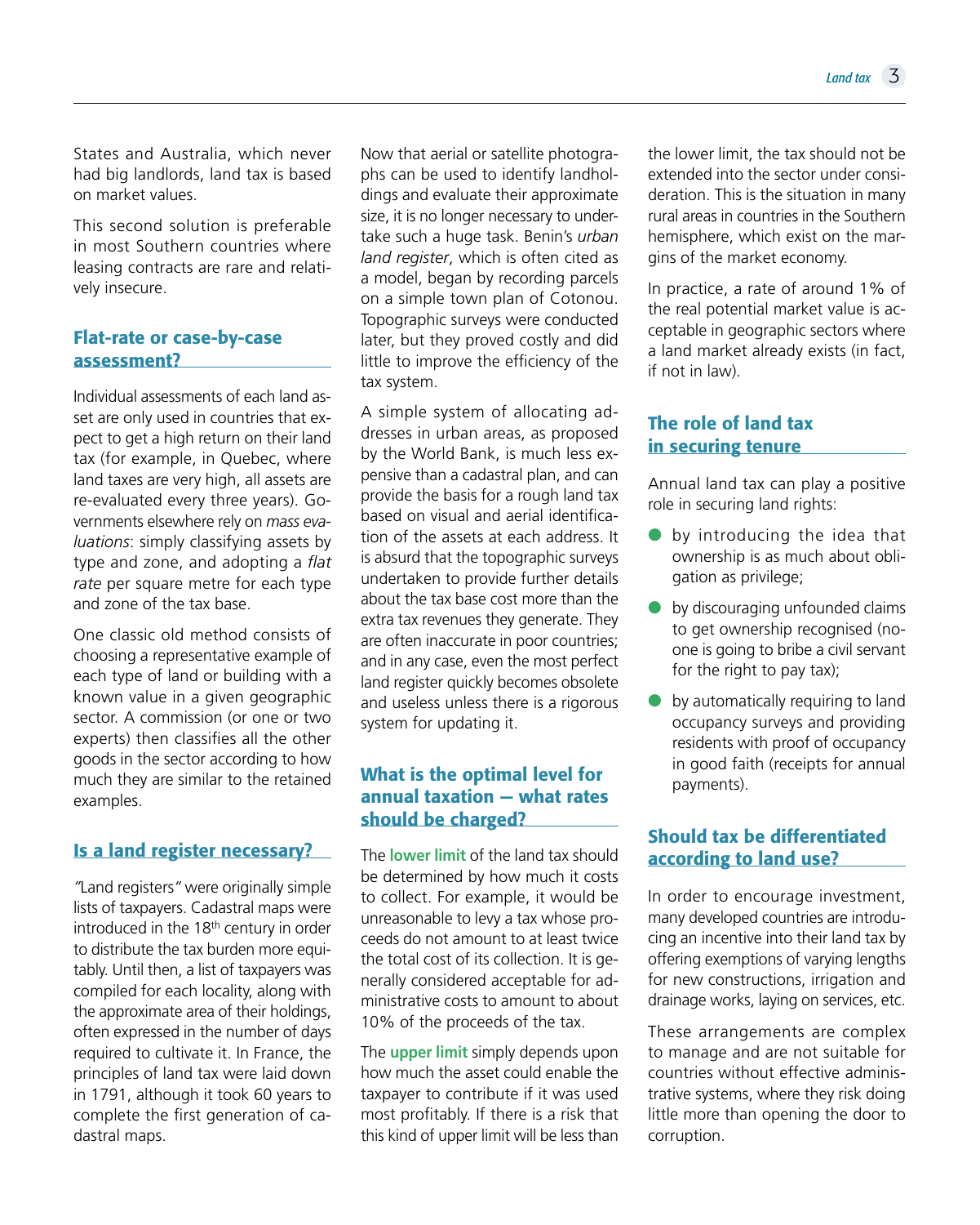States and Australia, which never had big landlords, land tax is based on market values.

This second solution is preferable in most Southern countries where leasing contracts are rare and relatively insecure.

## Flat-rate or case-by-case assessment?

Individual assessments of each land asset are only used in countries that expect to get a high return on their land tax (for example, in Quebec, where land taxes are very high, all assets are re-evaluated every three years). Governments elsewhere rely on *mass evaluations*: simply classifying assets by type and zone, and adopting a *flat rate* per square metre for each type and zone of the tax base.

One classic old method consists of choosing a representative example of each type of land or building with a known value in a given geographic sector. A commission (or one or two experts) then classifies all the other goods in the sector according to how much they are similar to the retained examples.

## Is a land register necessary?

"Land registers" were originally simple lists of taxpayers. Cadastral maps were introduced in the 18th century in order to distribute the tax burden more equitably. Until then, a list of taxpayers was compiled for each locality, along with the approximate area of their holdings, often expressed in the number of days required to cultivate it. In France, the principles of land tax were laid down in 1791, although it took 60 years to complete the first generation of cadastral maps.

Now that aerial or satellite photographs can be used to identify landholdings and evaluate their approximate size, it is no longer necessary to undertake such a huge task. Benin's *urban land register*, which is often cited as a model, began by recording parcels on a simple town plan of Cotonou. Topographic surveys were conducted later, but they proved costly and did little to improve the efficiency of the tax system.

A simple system of allocating addresses in urban areas, as proposed by the World Bank, is much less expensive than a cadastral plan, and can provide the basis for a rough land tax based on visual and aerial identification of the assets at each address. It is absurd that the topographic surveys undertaken to provide further details about the tax base cost more than the extra tax revenues they generate. They are often inaccurate in poor countries; and in any case, even the most perfect land register quickly becomes obsolete and useless unless there is a rigorous system for updating it.

## What is the optimal level for annual taxation — what rates should be charged?

The **lower limit** of the land tax should be determined by how much it costs to collect. For example, it would be unreasonable to levy a tax whose proceeds do not amount to at least twice the total cost of its collection. It is generally considered acceptable for administrative costs to amount to about 10% of the proceeds of the tax.

The **upper limit** simply depends upon how much the asset could enable the taxpayer to contribute if it was used most profitably. If there is a risk that this kind of upper limit will be less than the lower limit, the tax should not be extended into the sector under consideration. This is the situation in many rural areas in countries in the Southern hemisphere, which exist on the margins of the market economy.

In practice, a rate of around 1% of the real potential market value is acceptable in geographic sectors where a land market already exists (in fact, if not in law).

## The role of land tax in securing tenure

Annual land tax can play a positive role in securing land rights:

- by introducing the idea that ownership is as much about obligation as privilege;
- by discouraging unfounded claims to get ownership recognised (no-one is going to bribe a civil servant for the right to pay tax);
- by automatically requiring to land occupancy surveys and providing residents with proof of occupancy in good faith (receipts for annual payments).

## Should tax be differentiated according to land use?

In order to encourage investment, many developed countries are introducing an incentive into their land tax by offering exemptions of varying lengths for new constructions, irrigation and drainage works, laying on services, etc.

These arrangements are complex to manage and are not suitable for countries without effective administrative systems, where they risk doing little more than opening the door to corruption.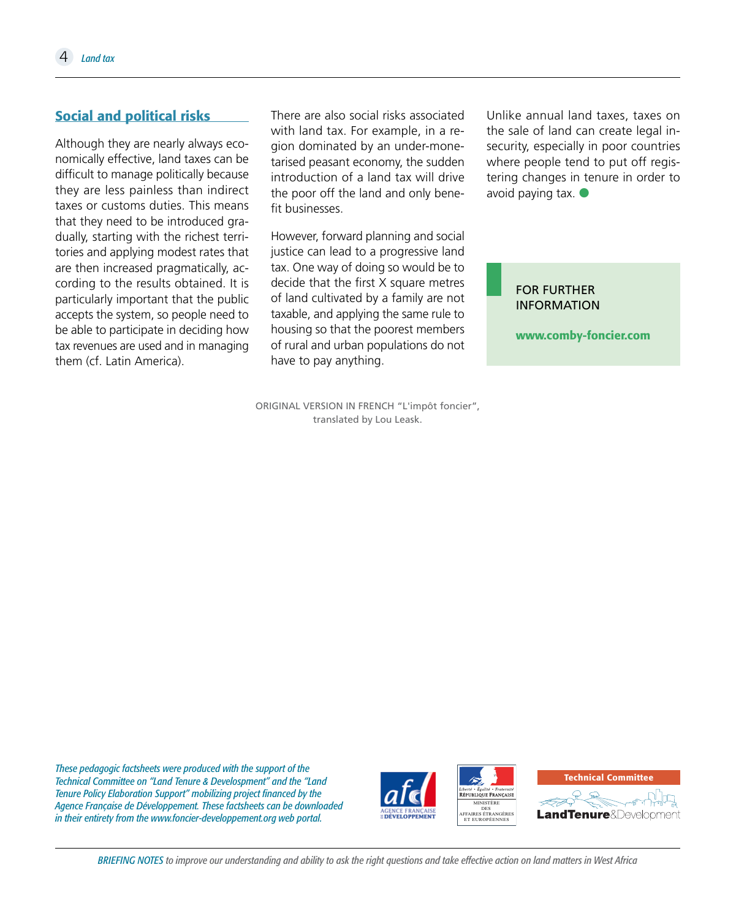## Social and political risks

Although they are nearly always economically effective, land taxes can be difficult to manage politically because they are less painless than indirect taxes or customs duties. This means that they need to be introduced gradually, starting with the richest territories and applying modest rates that are then increased pragmatically, according to the results obtained. It is particularly important that the public accepts the system, so people need to be able to participate in deciding how tax revenues are used and in managing them (cf. Latin America).

There are also social risks associated with land tax. For example, in a region dominated by an under-monetarised peasant economy, the sudden introduction of a land tax will drive the poor off the land and only benefit businesses.

However, forward planning and social justice can lead to a progressive land tax. One way of doing so would be to decide that the first X square metres of land cultivated by a family are not taxable, and applying the same rule to housing so that the poorest members of rural and urban populations do not have to pay anything.

Unlike annual land taxes, taxes on the sale of land can create legal insecurity, especially in poor countries where people tend to put off registering changes in tenure in order to avoid paying tax. ●

FOR FURTHER INFORMATION

**www.comby-foncier.com**

ORIGINAL VERSION IN FRENCH "L'impôt foncier", translated by Lou Leask.

*These pedagogic factsheets were produced with the support of the Technical Committee on "Land Tenure & Development" and the "Land Tenure Policy Elaboration Support" mobilizing project financed by the Agence Française de Développement. These factsheets can be downloaded in their entirety from the www.foncier-developpement.org web portal.*

*BRIEFING NOTES to improve our understanding and ability to ask the right questions and take effective action on land matters in West Africa*